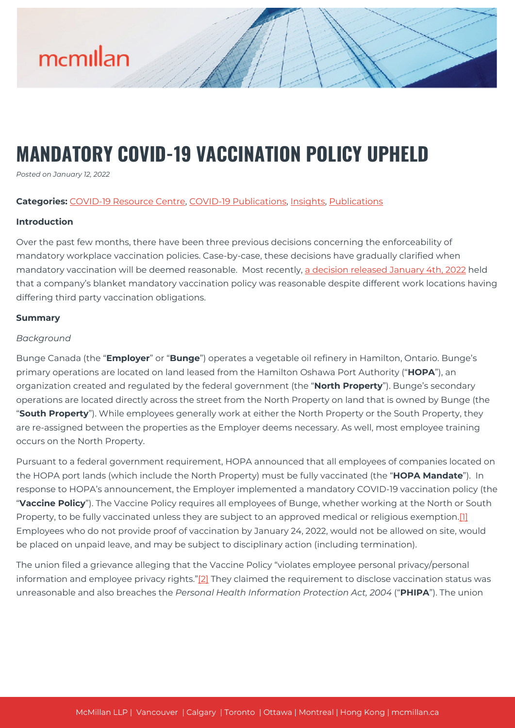# MANDATORY COVID-19 VACCINATION POLICY UPHELD

*Posted on January 12, 2022*

**Categories:** COVID-19 Resource Centre, COVID-19 Publications, Insights, Publications

**Introduction**

Over the past few months, there have been three previous decisions concerning the enforceability of mandatory workplace vaccination policies. Case-by-case, these decisions have gradually clarified when mandatory vaccination will be deemed reasonable. Most recently, a decision released January 4th, 2022 held that a company's blanket mandatory vaccination policy was reasonable despite different work locations having differing third party vaccination obligations.

**Summary**

*Background*

Bunge Canada (the "**Employer**" or "**Bunge**") operates a vegetable oil refinery in Hamilton, Ontario. Bunge's primary operations are located on land leased from the Hamilton Oshawa Port Authority ("**HOPA**"), an organization created and regulated by the federal government (the "**North Property**"). Bunge's secondary operations are located directly across the street from the North Property on land that is owned by Bunge (the "**South Property**"). While employees generally work at either the North Property or the South Property, they are re-assigned between the properties as the Employer deems necessary. As well, most employee training occurs on the North Property.

Pursuant to a federal government requirement, HOPA announced that all employees of companies located on the HOPA port lands (which include the North Property) must be fully vaccinated (the "**HOPA Mandate**"). In response to HOPA's announcement, the Employer implemented a mandatory COVID-19 vaccination policy (the "**Vaccine Policy**"). The Vaccine Policy requires all employees of Bunge, whether working at the North or South Property, to be fully vaccinated unless they are subject to an approved medical or religious exemption.[1] Employees who do not provide proof of vaccination by January 24, 2022, would not be allowed on site, would be placed on unpaid leave, and may be subject to disciplinary action (including termination).

The union filed a grievance alleging that the Vaccine Policy "violates employee personal privacy/personal information and employee privacy rights."[2] They claimed the requirement to disclose vaccination status was unreasonable and also breaches the *Personal Health Information Protection Act, 2004* ("**PHIPA**"). The union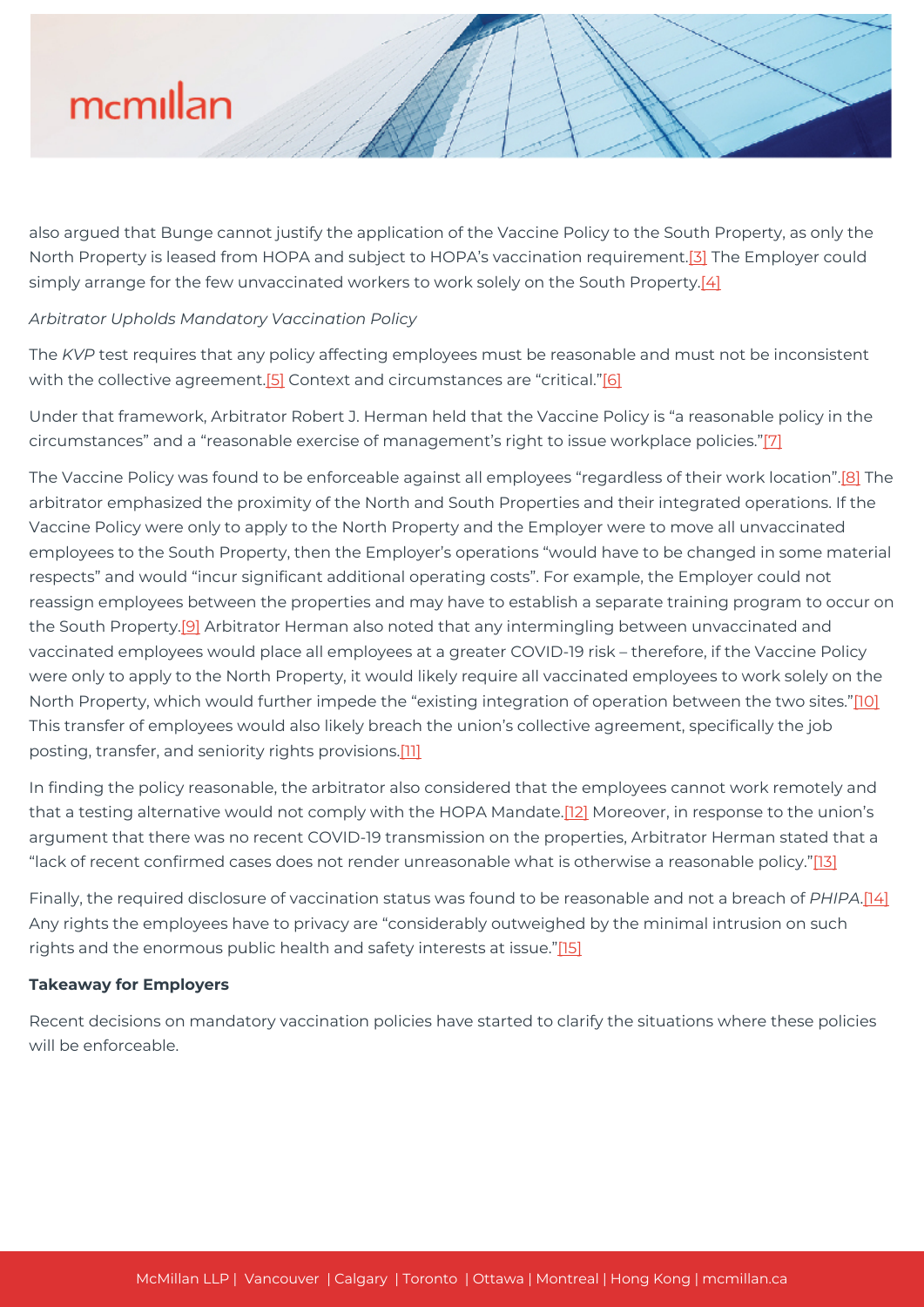also argued that Bunge cannot justify the application of the Vaccine Policy to the South Property, as only the North Property is leased from HOPA and subject to HOPA's vaccination requirement.[3] The Employer could simply arrange for the few unvaccinated workers to work solely on the South Property.[4]

*Arbitrator Upholds Mandatory Vaccination Policy*

The *KVP* test requires that any policy affecting employees must be reasonable and must not be inconsistent with the collective agreement.[5] Context and circumstances are "critical."[6]

Under that framework, Arbitrator Robert J. Herman held that the Vaccine Policy is "a reasonable policy in the circumstances" and a "reasonable exercise of management's right to issue workplace policies."[7]

The Vaccine Policy was found to be enforceable against all employees "regardless of their work location".[8] The arbitrator emphasized the proximity of the North and South Properties and their integrated operations. If the Vaccine Policy were only to apply to the North Property and the Employer were to move all unvaccinated employees to the South Property, then the Employer's operations "would have to be changed in some material respects" and would "incur significant additional operating costs". For example, the Employer could not reassign employees between the properties and may have to establish a separate training program to occur on the South Property.[9] Arbitrator Herman also noted that any intermingling between unvaccinated and vaccinated employees would place all employees at a greater COVID-19 risk – therefore, if the Vaccine Policy were only to apply to the North Property, it would likely require all vaccinated employees to work solely on the North Property, which would further impede the "existing integration of operation between the two sites."[10] This transfer of employees would also likely breach the union's collective agreement, specifically the job posting, transfer, and seniority rights provisions.[11]

In finding the policy reasonable, the arbitrator also considered that the employees cannot work remotely and that a testing alternative would not comply with the HOPA Mandate.[12] Moreover, in response to the union's argument that there was no recent COVID-19 transmission on the properties, Arbitrator Herman stated that a "lack of recent confirmed cases does not render unreasonable what is otherwise a reasonable policy."[13]

Finally, the required disclosure of vaccination status was found to be reasonable and not a breach of *PHIPA*.[14] Any rights the employees have to privacy are "considerably outweighed by the minimal intrusion on such rights and the enormous public health and safety interests at issue."[15]

**Takeaway for Employers**

Recent decisions on mandatory vaccination policies have started to clarify the situations where these policies will be enforceable.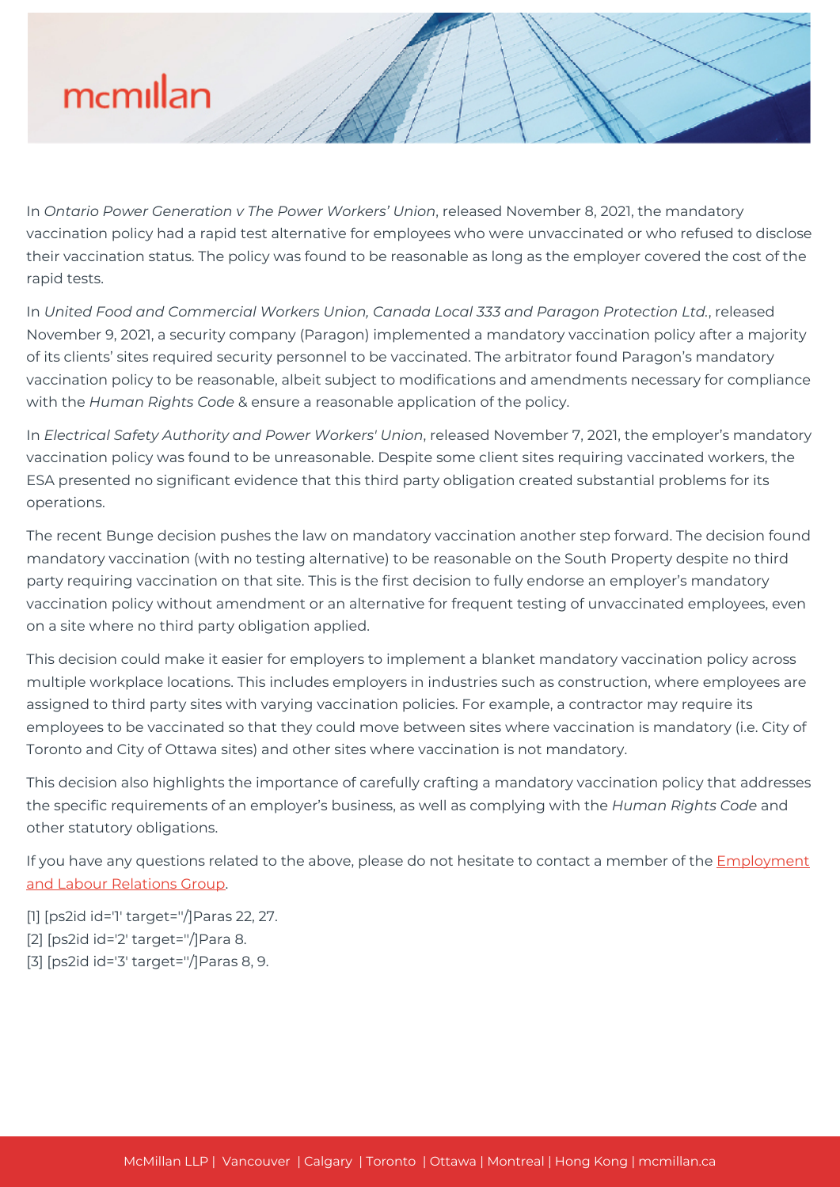In *Ontario Power Generation v The Power Workers' Union*, released November 8, 2021, the mandatory vaccination policy had a rapid test alternative for employees who were unvaccinated or who refused to disclose their vaccination status. The policy was found to be reasonable as long as the employer covered the cost of the rapid tests.

In *United Food and Commercial Workers Union, Canada Local 333 and Paragon Protection Ltd.*, released November 9, 2021, a security company (Paragon) implemented a mandatory vaccination policy after a majority of its clients' sites required security personnel to be vaccinated. The arbitrator found Paragon's mandatory vaccination policy to be reasonable, albeit subject to modifications and amendments necessary for compliance with the *Human Rights Code* & ensure a reasonable application of the policy.

In *Electrical Safety Authority and Power Workers' Union*, released November 7, 2021, the employer's mandatory vaccination policy was found to be unreasonable. Despite some client sites requiring vaccinated workers, the ESA presented no significant evidence that this third party obligation created substantial problems for its operations.

The recent Bunge decision pushes the law on mandatory vaccination another step forward. The decision found mandatory vaccination (with no testing alternative) to be reasonable on the South Property despite no third party requiring vaccination on that site. This is the first decision to fully endorse an employer's mandatory vaccination policy without amendment or an alternative for frequent testing of unvaccinated employees, even on a site where no third party obligation applied.

This decision could make it easier for employers to implement a blanket mandatory vaccination policy across multiple workplace locations. This includes employers in industries such as construction, where employees are assigned to third party sites with varying vaccination policies. For example, a contractor may require its employees to be vaccinated so that they could move between sites where vaccination is mandatory (i.e. City of Toronto and City of Ottawa sites) and other sites where vaccination is not mandatory.

This decision also highlights the importance of carefully crafting a mandatory vaccination policy that addresses the specific requirements of an employer's business, as well as complying with the *Human Rights Code* and other statutory obligations.

If you have any questions related to the above, please do not hesitate to contact a member of the Employment and Labour Relations Group.

[1] [ps2id id='1' target=''/]Paras 22, 27.
[2] [ps2id id='2' target=''/]Para 8.
[3] [ps2id id='3' target=''/]Paras 8, 9.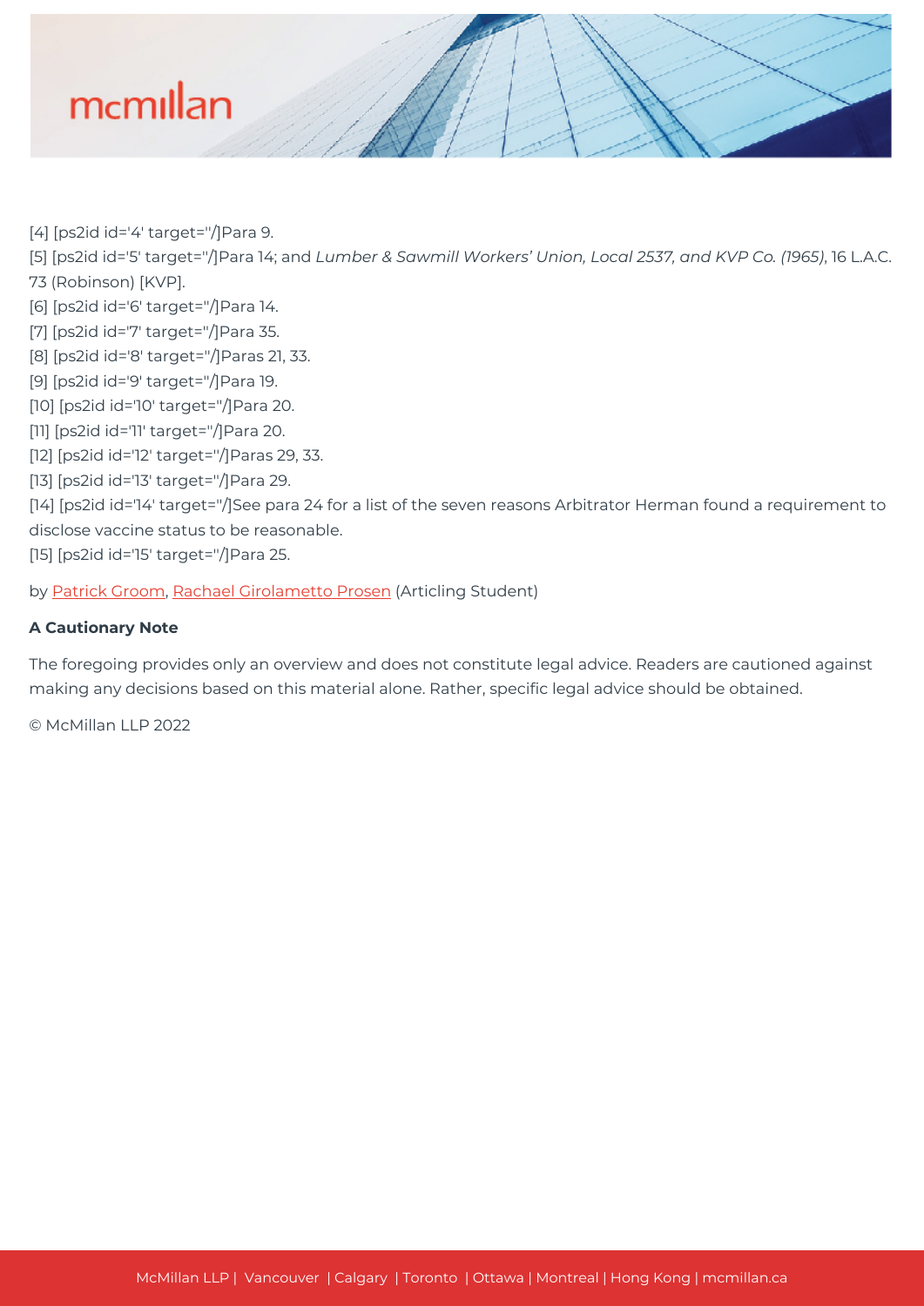[4] [ps2id id='4' target=''/]Para 9.

[5] [ps2id id='5' target=''/]Para 14; and *Lumber & Sawmill Workers' Union, Local 2537, and KVP Co. (1965)*, 16 L.A.C. 73 (Robinson) [KVP].

[6] [ps2id id='6' target=''/]Para 14.

[7] [ps2id id='7' target=''/]Para 35.

[8] [ps2id id='8' target=''/]Paras 21, 33.

[9] [ps2id id='9' target=''/]Para 19.

[10] [ps2id id='10' target=''/]Para 20.

[11] [ps2id id='11' target=''/]Para 20.

[12] [ps2id id='12' target=''/]Paras 29, 33.

[13] [ps2id id='13' target=''/]Para 29.

[14] [ps2id id='14' target=''/]See para 24 for a list of the seven reasons Arbitrator Herman found a requirement to disclose vaccine status to be reasonable.

[15] [ps2id id='15' target=''/]Para 25.

by Patrick Groom, Rachael Girolametto Prosen (Articling Student)

**A Cautionary Note**

The foregoing provides only an overview and does not constitute legal advice. Readers are cautioned against making any decisions based on this material alone. Rather, specific legal advice should be obtained.

© McMillan LLP 2022